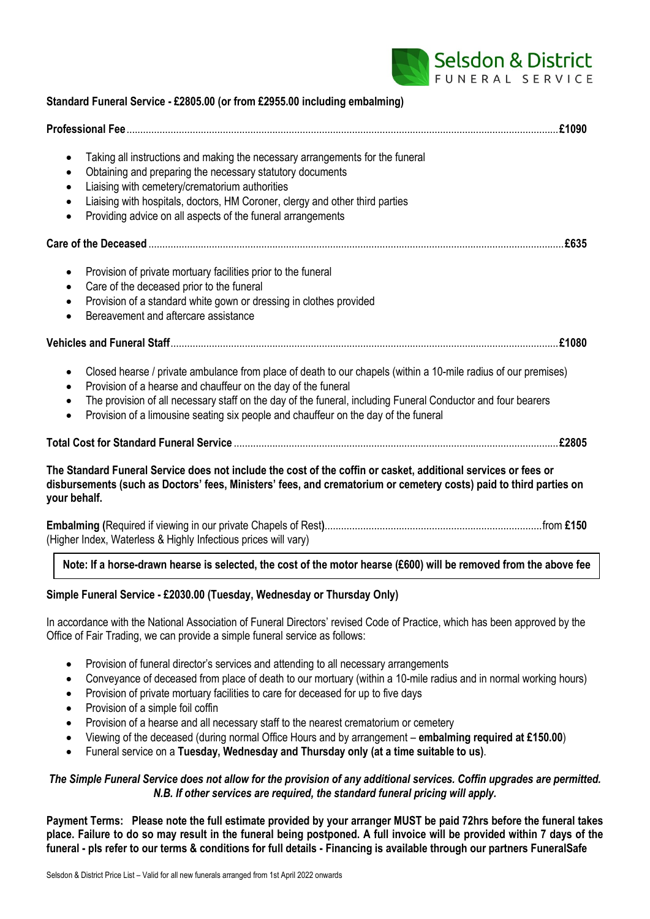**Standard Funeral Service - £2805.00 (or from £2955.00 including embalming)**

**Professional Fee**............................................................................................................**£1090**

- Taking all instructions and making the necessary arrangements for the funeral
- Obtaining and preparing the necessary statutory documents
- Liaising with cemetery/crematorium authorities
- Liaising with hospitals, doctors, HM Coroner, clergy and other third parties
- Providing advice on all aspects of the funeral arrangements

**Care of the Deceased**............................................................................................................**£635**

- Provision of private mortuary facilities prior to the funeral
- Care of the deceased prior to the funeral
- Provision of a standard white gown or dressing in clothes provided
- Bereavement and aftercare assistance

**Vehicles and Funeral Staff**............................................................................................................**£1080**

- Closed hearse / private ambulance from place of death to our chapels (within a 10-mile radius of our premises)
- Provision of a hearse and chauffeur on the day of the funeral
- The provision of all necessary staff on the day of the funeral, including Funeral Conductor and four bearers
- Provision of a limousine seating six people and chauffeur on the day of the funeral

**Total Cost for Standard Funeral Service**............................................................................................................**£2805**

**The Standard Funeral Service does not include the cost of the coffin or casket, additional services or fees or disbursements (such as Doctors' fees, Ministers' fees, and crematorium or cemetery costs) paid to third parties on your behalf.**

**Embalming (**Required if viewing in our private Chapels of Rest**)**..............................................................................from **£150**
(Higher Index, Waterless & Highly Infectious prices will vary)

**Note: If a horse-drawn hearse is selected, the cost of the motor hearse (£600) will be removed from the above fee**

**Simple Funeral Service - £2030.00 (Tuesday, Wednesday or Thursday Only)**

In accordance with the National Association of Funeral Directors' revised Code of Practice, which has been approved by the Office of Fair Trading, we can provide a simple funeral service as follows:

- Provision of funeral director's services and attending to all necessary arrangements
- Conveyance of deceased from place of death to our mortuary (within a 10-mile radius and in normal working hours)
- Provision of private mortuary facilities to care for deceased for up to five days
- Provision of a simple foil coffin
- Provision of a hearse and all necessary staff to the nearest crematorium or cemetery
- Viewing of the deceased (during normal Office Hours and by arrangement – **embalming required at £150.00**)
- Funeral service on a **Tuesday, Wednesday and Thursday only (at a time suitable to us)**.

***The Simple Funeral Service does not allow for the provision of any additional services. Coffin upgrades are permitted. N.B. If other services are required, the standard funeral pricing will apply.***

**Payment Terms: Please note the full estimate provided by your arranger MUST be paid 72hrs before the funeral takes place. Failure to do so may result in the funeral being postponed. A full invoice will be provided within 7 days of the funeral - pls refer to our terms & conditions for full details - Financing is available through our partners FuneralSafe**

Selsdon & District Price List – Valid for all new funerals arranged from 1st April 2022 onwards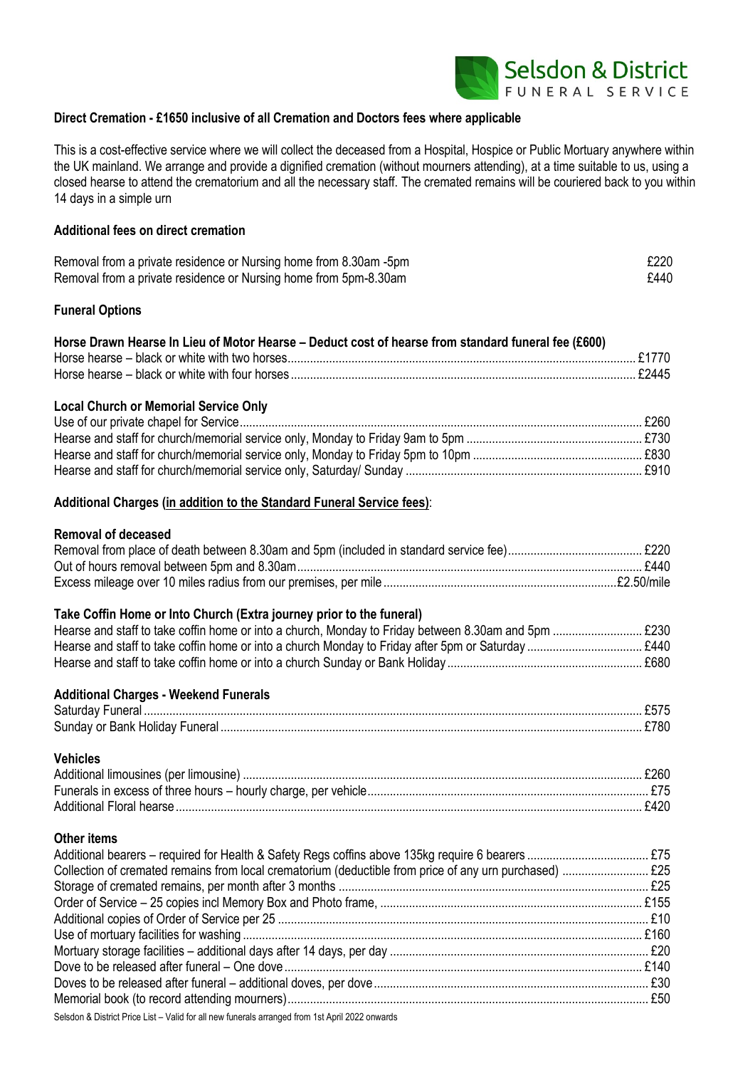**Direct Cremation - £1650 inclusive of all Cremation and Doctors fees where applicable**

This is a cost-effective service where we will collect the deceased from a Hospital, Hospice or Public Mortuary anywhere within the UK mainland. We arrange and provide a dignified cremation (without mourners attending), at a time suitable to us, using a closed hearse to attend the crematorium and all the necessary staff. The cremated remains will be couriered back to you within 14 days in a simple urn

**Additional fees on direct cremation**

| | |
|---|---|
| Removal from a private residence or Nursing home from 8.30am -5pm | £220 |
| Removal from a private residence or Nursing home from 5pm-8.30am | £440 |

**Funeral Options**

**Horse Drawn Hearse In Lieu of Motor Hearse – Deduct cost of hearse from standard funeral fee (£600)**

| | |
|---|---|
| Horse hearse – black or white with two horses | £1770 |
| Horse hearse – black or white with four horses | £2445 |

**Local Church or Memorial Service Only**

| | |
|---|---|
| Use of our private chapel for Service | £260 |
| Hearse and staff for church/memorial service only, Monday to Friday 9am to 5pm | £730 |
| Hearse and staff for church/memorial service only, Monday to Friday 5pm to 10pm | £830 |
| Hearse and staff for church/memorial service only, Saturday/ Sunday | £910 |

**Additional Charges (<u>in addition to the Standard Funeral Service fees</u>)**:

**Removal of deceased**

| | |
|---|---|
| Removal from place of death between 8.30am and 5pm (included in standard service fee) | £220 |
| Out of hours removal between 5pm and 8.30am | £440 |
| Excess mileage over 10 miles radius from our premises, per mile | £2.50/mile |

**Take Coffin Home or Into Church (Extra journey prior to the funeral)**

| | |
|---|---|
| Hearse and staff to take coffin home or into a church, Monday to Friday between 8.30am and 5pm | £230 |
| Hearse and staff to take coffin home or into a church Monday to Friday after 5pm or Saturday | £440 |
| Hearse and staff to take coffin home or into a church Sunday or Bank Holiday | £680 |

**Additional Charges - Weekend Funerals**

| | |
|---|---|
| Saturday Funeral | £575 |
| Sunday or Bank Holiday Funeral | £780 |

**Vehicles**

| | |
|---|---|
| Additional limousines (per limousine) | £260 |
| Funerals in excess of three hours – hourly charge, per vehicle | £75 |
| Additional Floral hearse | £420 |

**Other items**

| | |
|---|---|
| Additional bearers – required for Health & Safety Regs coffins above 135kg require 6 bearers | £75 |
| Collection of cremated remains from local crematorium (deductible from price of any urn purchased) | £25 |
| Storage of cremated remains, per month after 3 months | £25 |
| Order of Service – 25 copies incl Memory Box and Photo frame, | £155 |
| Additional copies of Order of Service per 25 | £10 |
| Use of mortuary facilities for washing | £160 |
| Mortuary storage facilities – additional days after 14 days, per day | £20 |
| Dove to be released after funeral – One dove | £140 |
| Doves to be released after funeral – additional doves, per dove | £30 |
| Memorial book (to record attending mourners) | £50 |

Selsdon & District Price List – Valid for all new funerals arranged from 1st April 2022 onwards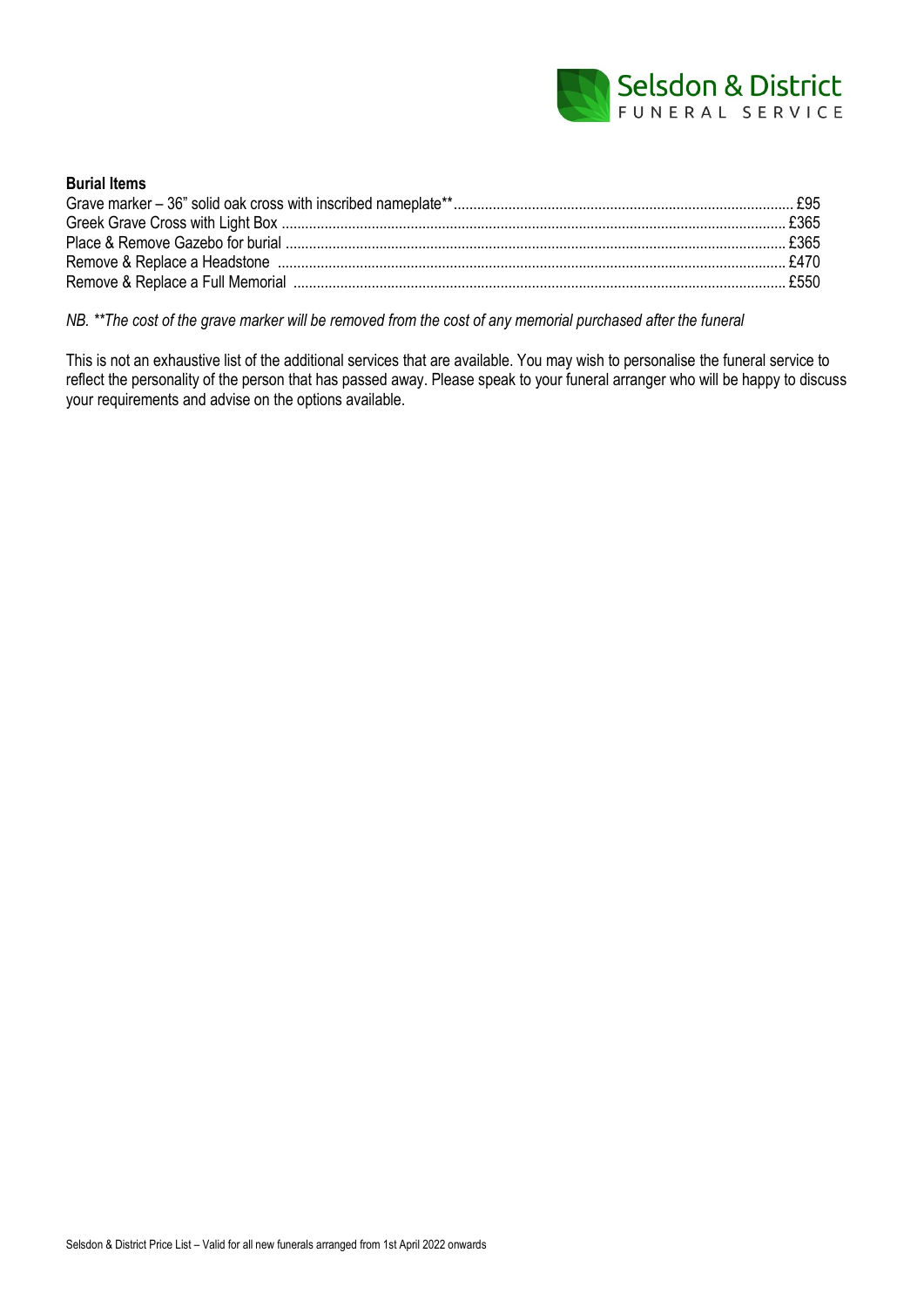**Burial Items**

Grave marker – 36" solid oak cross with inscribed nameplate** ..... £95
Greek Grave Cross with Light Box ..... £365
Place & Remove Gazebo for burial ..... £365
Remove & Replace a Headstone ..... £470
Remove & Replace a Full Memorial ..... £550

*NB. **The cost of the grave marker will be removed from the cost of any memorial purchased after the funeral*

This is not an exhaustive list of the additional services that are available. You may wish to personalise the funeral service to reflect the personality of the person that has passed away. Please speak to your funeral arranger who will be happy to discuss your requirements and advise on the options available.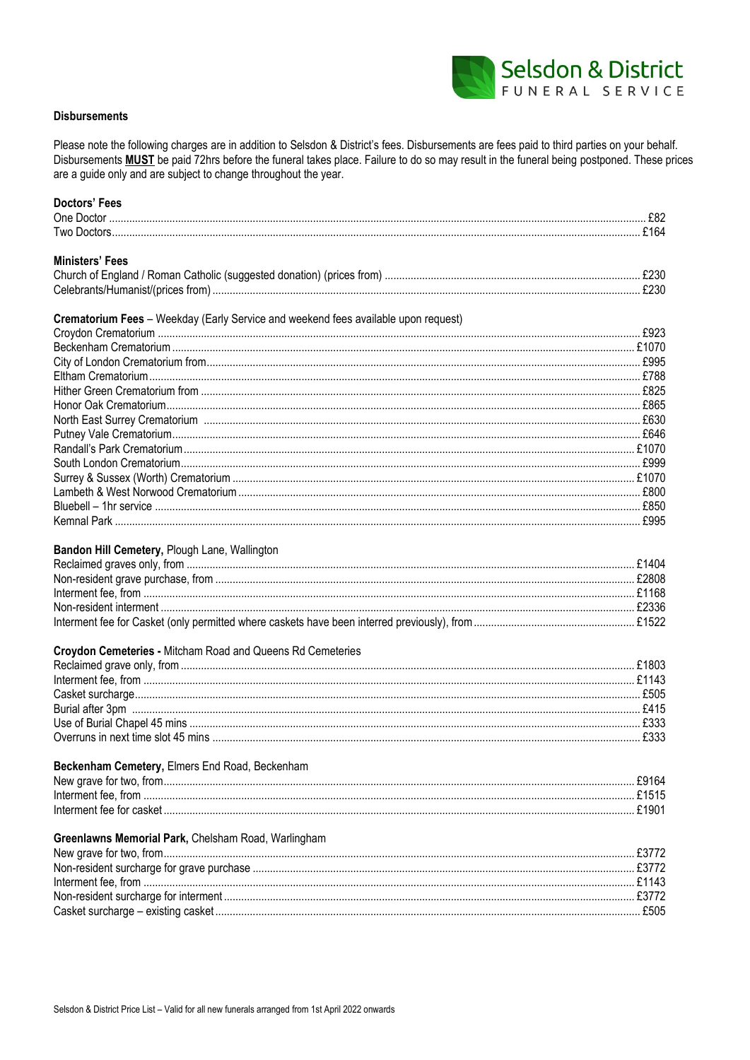## Disbursements

Please note the following charges are in addition to Selsdon & District's fees. Disbursements are fees paid to third parties on your behalf. Disbursements **MUST** be paid 72hrs before the funeral takes place. Failure to do so may result in the funeral being postponed. These prices are a guide only and are subject to change throughout the year.

### Doctors' Fees

| | |
|---|---|
| One Doctor | £82 |
| Two Doctors | £164 |

### Ministers' Fees

| | |
|---|---|
| Church of England / Roman Catholic (suggested donation) (prices from) | £230 |
| Celebrants/Humanist/(prices from) | £230 |

### Crematorium Fees – Weekday (Early Service and weekend fees available upon request)

| | |
|---|---|
| Croydon Crematorium | £923 |
| Beckenham Crematorium | £1070 |
| City of London Crematorium from | £995 |
| Eltham Crematorium | £788 |
| Hither Green Crematorium from | £825 |
| Honor Oak Crematorium | £865 |
| North East Surrey Crematorium | £630 |
| Putney Vale Crematorium | £646 |
| Randall's Park Crematorium | £1070 |
| South London Crematorium | £999 |
| Surrey & Sussex (Worth) Crematorium | £1070 |
| Lambeth & West Norwood Crematorium | £800 |
| Bluebell – 1hr service | £850 |
| Kemnal Park | £995 |

### Bandon Hill Cemetery, Plough Lane, Wallington

| | |
|---|---|
| Reclaimed graves only, from | £1404 |
| Non-resident grave purchase, from | £2808 |
| Interment fee, from | £1168 |
| Non-resident interment | £2336 |
| Interment fee for Casket (only permitted where caskets have been interred previously), from | £1522 |

### Croydon Cemeteries - Mitcham Road and Queens Rd Cemeteries

| | |
|---|---|
| Reclaimed grave only, from | £1803 |
| Interment fee, from | £1143 |
| Casket surcharge | £505 |
| Burial after 3pm | £415 |
| Use of Burial Chapel 45 mins | £333 |
| Overruns in next time slot 45 mins | £333 |

### Beckenham Cemetery, Elmers End Road, Beckenham

| | |
|---|---|
| New grave for two, from | £9164 |
| Interment fee, from | £1515 |
| Interment fee for casket | £1901 |

### Greenlawns Memorial Park, Chelsham Road, Warlingham

| | |
|---|---|
| New grave for two, from | £3772 |
| Non-resident surcharge for grave purchase | £3772 |
| Interment fee, from | £1143 |
| Non-resident surcharge for interment | £3772 |
| Casket surcharge – existing casket | £505 |

Selsdon & District Price List – Valid for all new funerals arranged from 1st April 2022 onwards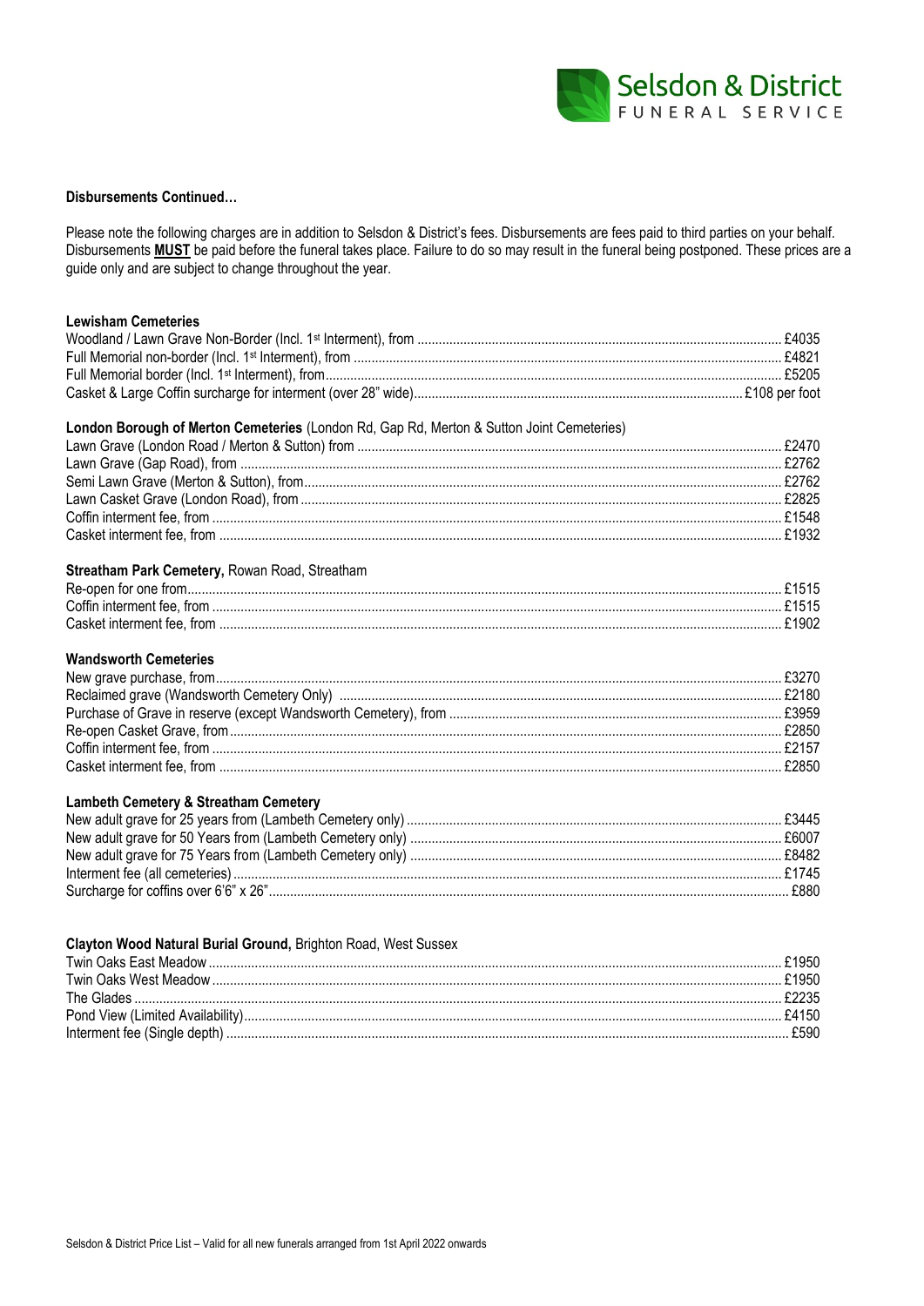**Disbursements Continued…**

Please note the following charges are in addition to Selsdon & District's fees. Disbursements are fees paid to third parties on your behalf. Disbursements **MUST** be paid before the funeral takes place. Failure to do so may result in the funeral being postponed. These prices are a guide only and are subject to change throughout the year.

**Lewisham Cemeteries**

| | |
|---|---|
| Woodland / Lawn Grave Non-Border (Incl. 1st Interment), from | £4035 |
| Full Memorial non-border (Incl. 1st Interment), from | £4821 |
| Full Memorial border (Incl. 1st Interment), from | £5205 |
| Casket & Large Coffin surcharge for interment (over 28" wide) | £108 per foot |

**London Borough of Merton Cemeteries** (London Rd, Gap Rd, Merton & Sutton Joint Cemeteries)

| | |
|---|---|
| Lawn Grave (London Road / Merton & Sutton) from | £2470 |
| Lawn Grave (Gap Road), from | £2762 |
| Semi Lawn Grave (Merton & Sutton), from | £2762 |
| Lawn Casket Grave (London Road), from | £2825 |
| Coffin interment fee, from | £1548 |
| Casket interment fee, from | £1932 |

**Streatham Park Cemetery,** Rowan Road, Streatham

| | |
|---|---|
| Re-open for one from | £1515 |
| Coffin interment fee, from | £1515 |
| Casket interment fee, from | £1902 |

**Wandsworth Cemeteries**

| | |
|---|---|
| New grave purchase, from | £3270 |
| Reclaimed grave (Wandsworth Cemetery Only) | £2180 |
| Purchase of Grave in reserve (except Wandsworth Cemetery), from | £3959 |
| Re-open Casket Grave, from | £2850 |
| Coffin interment fee, from | £2157 |
| Casket interment fee, from | £2850 |

**Lambeth Cemetery & Streatham Cemetery**

| | |
|---|---|
| New adult grave for 25 years from (Lambeth Cemetery only) | £3445 |
| New adult grave for 50 Years from (Lambeth Cemetery only) | £6007 |
| New adult grave for 75 Years from (Lambeth Cemetery only) | £8482 |
| Interment fee (all cemeteries) | £1745 |
| Surcharge for coffins over 6'6" x 26" | £880 |

**Clayton Wood Natural Burial Ground,** Brighton Road, West Sussex

| | |
|---|---|
| Twin Oaks East Meadow | £1950 |
| Twin Oaks West Meadow | £1950 |
| The Glades | £2235 |
| Pond View (Limited Availability) | £4150 |
| Interment fee (Single depth) | £590 |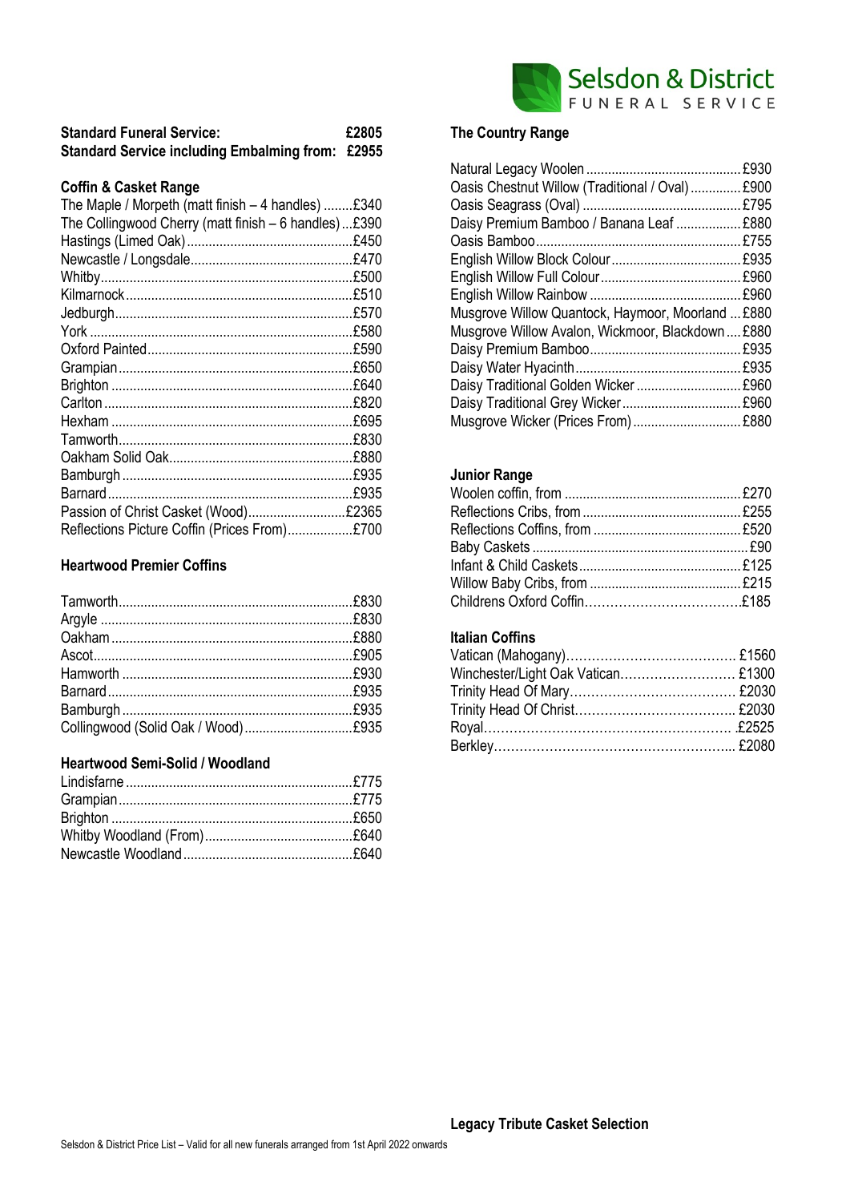| Standard Funeral Service: | £2805 |
|---|---|
| **Standard Service including Embalming from:** | **£2955** |

### Coffin & Casket Range

| Item | Price |
|---|---|
| The Maple / Morpeth (matt finish – 4 handles) | £340 |
| The Collingwood Cherry (matt finish – 6 handles) | £390 |
| Hastings (Limed Oak) | £450 |
| Newcastle / Longsdale | £470 |
| Whitby | £500 |
| Kilmarnock | £510 |
| Jedburgh | £570 |
| York | £580 |
| Oxford Painted | £590 |
| Grampian | £650 |
| Brighton | £640 |
| Carlton | £820 |
| Hexham | £695 |
| Tamworth | £830 |
| Oakham Solid Oak | £880 |
| Bamburgh | £935 |
| Barnard | £935 |
| Passion of Christ Casket (Wood) | £2365 |
| Reflections Picture Coffin (Prices From) | £700 |

### Heartwood Premier Coffins

| Item | Price |
|---|---|
| Tamworth | £830 |
| Argyle | £830 |
| Oakham | £880 |
| Ascot | £905 |
| Hamworth | £930 |
| Barnard | £935 |
| Bamburgh | £935 |
| Collingwood (Solid Oak / Wood) | £935 |

### Heartwood Semi-Solid / Woodland

| Item | Price |
|---|---|
| Lindisfarne | £775 |
| Grampian | £775 |
| Brighton | £650 |
| Whitby Woodland (From) | £640 |
| Newcastle Woodland | £640 |

### The Country Range

| Item | Price |
|---|---|
| Natural Legacy Woolen | £930 |
| Oasis Chestnut Willow (Traditional / Oval) | £900 |
| Oasis Seagrass (Oval) | £795 |
| Daisy Premium Bamboo / Banana Leaf | £880 |
| Oasis Bamboo | £755 |
| English Willow Block Colour | £935 |
| English Willow Full Colour | £960 |
| English Willow Rainbow | £960 |
| Musgrove Willow Quantock, Haymoor, Moorland | £880 |
| Musgrove Willow Avalon, Wickmoor, Blackdown | £880 |
| Daisy Premium Bamboo | £935 |
| Daisy Water Hyacinth | £935 |
| Daisy Traditional Golden Wicker | £960 |
| Daisy Traditional Grey Wicker | £960 |
| Musgrove Wicker (Prices From) | £880 |

### Junior Range

| Item | Price |
|---|---|
| Woolen coffin, from | £270 |
| Reflections Cribs, from | £255 |
| Reflections Coffins, from | £520 |
| Baby Caskets | £90 |
| Infant & Child Caskets | £125 |
| Willow Baby Cribs, from | £215 |
| Childrens Oxford Coffin | £185 |

### Italian Coffins

| Item | Price |
|---|---|
| Vatican (Mahogany) | £1560 |
| Winchester/Light Oak Vatican | £1300 |
| Trinity Head Of Mary | £2030 |
| Trinity Head Of Christ | £2030 |
| Royal | £2525 |
| Berkley | £2080 |

**Legacy Tribute Casket Selection**

Selsdon & District Price List – Valid for all new funerals arranged from 1st April 2022 onwards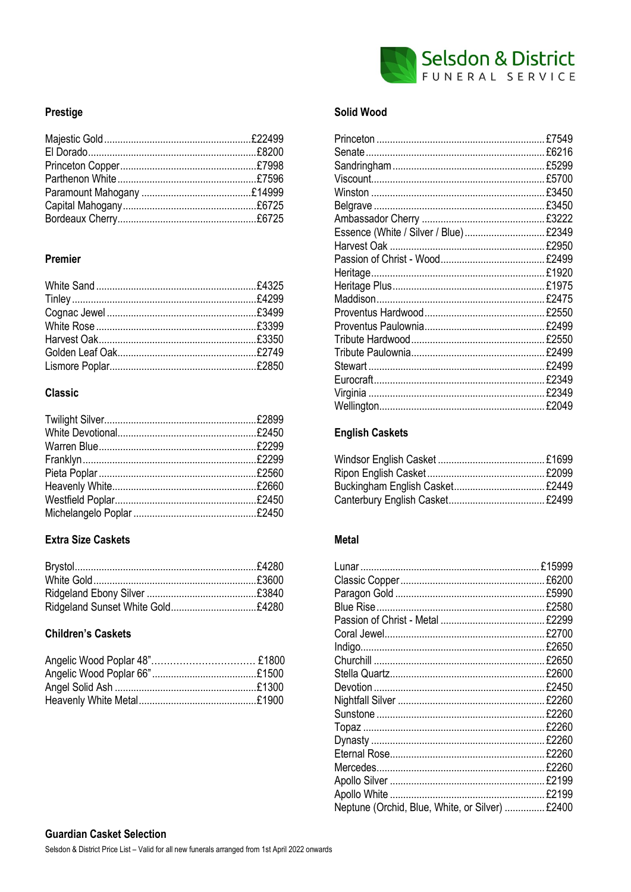## Prestige

| | |
|---|---|
| Majestic Gold | £22499 |
| El Dorado | £8200 |
| Princeton Copper | £7998 |
| Parthenon White | £7596 |
| Paramount Mahogany | £14999 |
| Capital Mahogany | £6725 |
| Bordeaux Cherry | £6725 |

## Premier

| | |
|---|---|
| White Sand | £4325 |
| Tinley | £4299 |
| Cognac Jewel | £3499 |
| White Rose | £3399 |
| Harvest Oak | £3350 |
| Golden Leaf Oak | £2749 |
| Lismore Poplar | £2850 |

## Classic

| | |
|---|---|
| Twilight Silver | £2899 |
| White Devotional | £2450 |
| Warren Blue | £2299 |
| Franklyn | £2299 |
| Pieta Poplar | £2560 |
| Heavenly White | £2660 |
| Westfield Poplar | £2450 |
| Michelangelo Poplar | £2450 |

## Extra Size Caskets

| | |
|---|---|
| Brystol | £4280 |
| White Gold | £3600 |
| Ridgeland Ebony Silver | £3840 |
| Ridgeland Sunset White Gold | £4280 |

## Children's Caskets

| | |
|---|---|
| Angelic Wood Poplar 48" | £1800 |
| Angelic Wood Poplar 66" | £1500 |
| Angel Solid Ash | £1300 |
| Heavenly White Metal | £1900 |

## Solid Wood

| | |
|---|---|
| Princeton | £7549 |
| Senate | £6216 |
| Sandringham | £5299 |
| Viscount | £5700 |
| Winston | £3450 |
| Belgrave | £3450 |
| Ambassador Cherry | £3222 |
| Essence (White / Silver / Blue) | £2349 |
| Harvest Oak | £2950 |
| Passion of Christ - Wood | £2499 |
| Heritage | £1920 |
| Heritage Plus | £1975 |
| Maddison | £2475 |
| Proventus Hardwood | £2550 |
| Proventus Paulownia | £2499 |
| Tribute Hardwood | £2550 |
| Tribute Paulownia | £2499 |
| Stewart | £2499 |
| Eurocraft | £2349 |
| Virginia | £2349 |
| Wellington | £2049 |

## English Caskets

| | |
|---|---|
| Windsor English Casket | £1699 |
| Ripon English Casket | £2099 |
| Buckingham English Casket | £2449 |
| Canterbury English Casket | £2499 |

## Metal

| | |
|---|---|
| Lunar | £15999 |
| Classic Copper | £6200 |
| Paragon Gold | £5990 |
| Blue Rise | £2580 |
| Passion of Christ - Metal | £2299 |
| Coral Jewel | £2700 |
| Indigo | £2650 |
| Churchill | £2650 |
| Stella Quartz | £2600 |
| Devotion | £2450 |
| Nightfall Silver | £2260 |
| Sunstone | £2260 |
| Topaz | £2260 |
| Dynasty | £2260 |
| Eternal Rose | £2260 |
| Mercedes | £2260 |
| Apollo Silver | £2199 |
| Apollo White | £2199 |
| Neptune (Orchid, Blue, White, or Silver) | £2400 |

**Guardian Casket Selection**

Selsdon & District Price List – Valid for all new funerals arranged from 1st April 2022 onwards